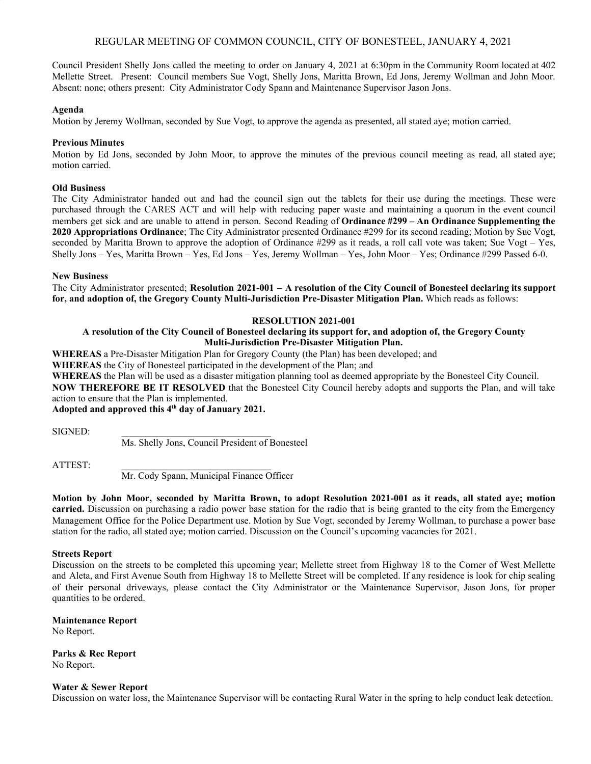# REGULAR MEETING OF COMMON COUNCIL, CITY OF BONESTEEL, JANUARY 4, 2021

Council President Shelly Jons called the meeting to order on January 4, 2021 at 6:30pm in the Community Room located at 402 Mellette Street. Present: Council members Sue Vogt, Shelly Jons, Maritta Brown, Ed Jons, Jeremy Wollman and John Moor. Absent: none; others present: City Administrator Cody Spann and Maintenance Supervisor Jason Jons.

**Agenda**
Motion by Jeremy Wollman, seconded by Sue Vogt, to approve the agenda as presented, all stated aye; motion carried.

**Previous Minutes**
Motion by Ed Jons, seconded by John Moor, to approve the minutes of the previous council meeting as read, all stated aye; motion carried.

**Old Business**
The City Administrator handed out and had the council sign out the tablets for their use during the meetings. These were purchased through the CARES ACT and will help with reducing paper waste and maintaining a quorum in the event council members get sick and are unable to attend in person. Second Reading of **Ordinance #299 – An Ordinance Supplementing the 2020 Appropriations Ordinance**; The City Administrator presented Ordinance #299 for its second reading; Motion by Sue Vogt, seconded by Maritta Brown to approve the adoption of Ordinance #299 as it reads, a roll call vote was taken; Sue Vogt – Yes, Shelly Jons – Yes, Maritta Brown – Yes, Ed Jons – Yes, Jeremy Wollman – Yes, John Moor – Yes; Ordinance #299 Passed 6-0.

**New Business**
The City Administrator presented; **Resolution 2021-001 – A resolution of the City Council of Bonesteel declaring its support for, and adoption of, the Gregory County Multi-Jurisdiction Pre-Disaster Mitigation Plan.** Which reads as follows:

**RESOLUTION 2021-001**

**A resolution of the City Council of Bonesteel declaring its support for, and adoption of, the Gregory County Multi-Jurisdiction Pre-Disaster Mitigation Plan.**

**WHEREAS** a Pre-Disaster Mitigation Plan for Gregory County (the Plan) has been developed; and
**WHEREAS** the City of Bonesteel participated in the development of the Plan; and
**WHEREAS** the Plan will be used as a disaster mitigation planning tool as deemed appropriate by the Bonesteel City Council.
**NOW THEREFORE BE IT RESOLVED** that the Bonesteel City Council hereby adopts and supports the Plan, and will take action to ensure that the Plan is implemented.
**Adopted and approved this 4th day of January 2021.**

SIGNED: ________________________________
Ms. Shelly Jons, Council President of Bonesteel

ATTEST: ________________________________
Mr. Cody Spann, Municipal Finance Officer

**Motion by John Moor, seconded by Maritta Brown, to adopt Resolution 2021-001 as it reads, all stated aye; motion carried.** Discussion on purchasing a radio power base station for the radio that is being granted to the city from the Emergency Management Office for the Police Department use. Motion by Sue Vogt, seconded by Jeremy Wollman, to purchase a power base station for the radio, all stated aye; motion carried. Discussion on the Council's upcoming vacancies for 2021.

**Streets Report**
Discussion on the streets to be completed this upcoming year; Mellette street from Highway 18 to the Corner of West Mellette and Aleta, and First Avenue South from Highway 18 to Mellette Street will be completed. If any residence is look for chip sealing of their personal driveways, please contact the City Administrator or the Maintenance Supervisor, Jason Jons, for proper quantities to be ordered.

**Maintenance Report**
No Report.

**Parks & Rec Report**
No Report.

**Water & Sewer Report**
Discussion on water loss, the Maintenance Supervisor will be contacting Rural Water in the spring to help conduct leak detection.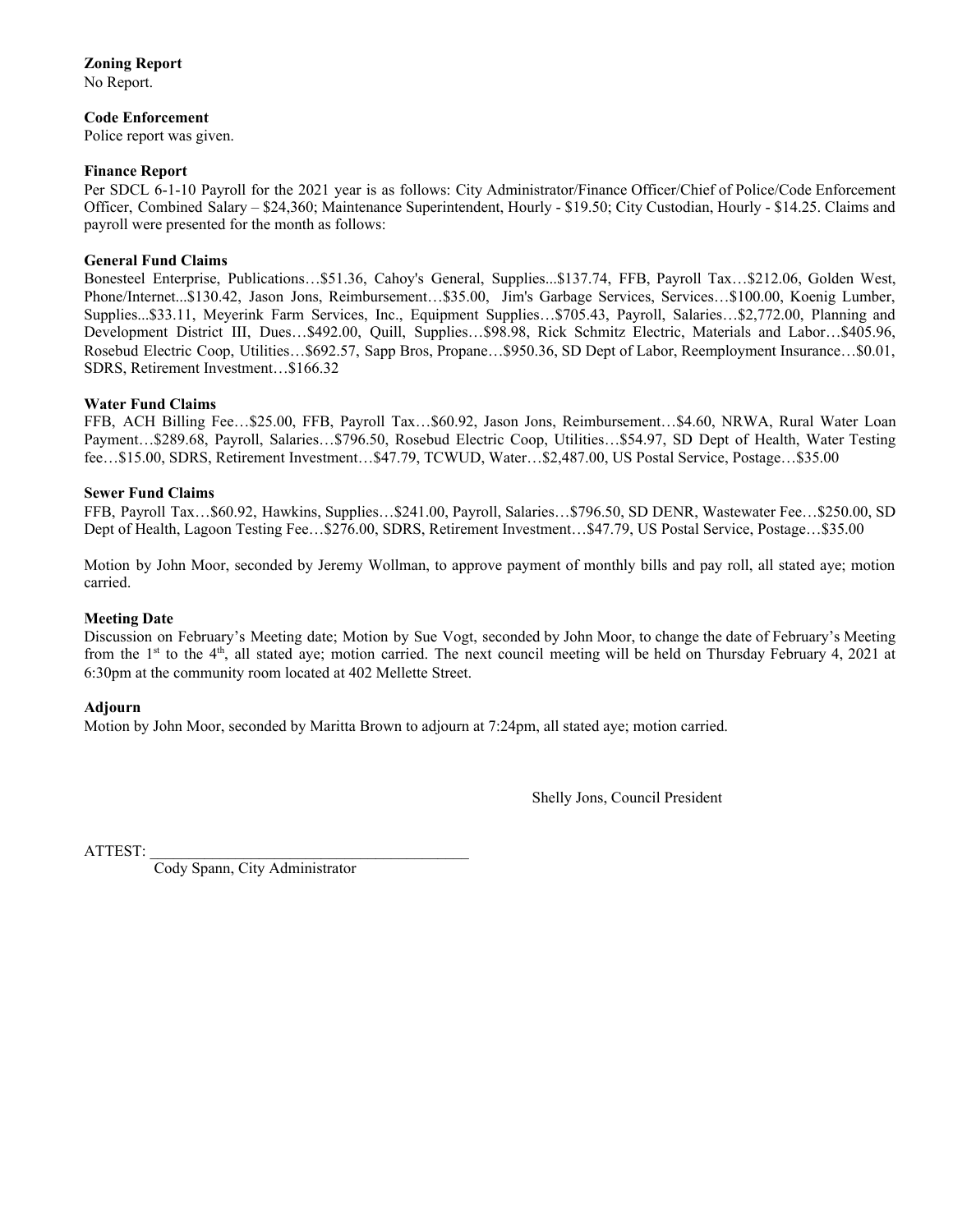**Zoning Report**
No Report.

**Code Enforcement**
Police report was given.

**Finance Report**
Per SDCL 6-1-10 Payroll for the 2021 year is as follows: City Administrator/Finance Officer/Chief of Police/Code Enforcement Officer, Combined Salary – $24,360; Maintenance Superintendent, Hourly - $19.50; City Custodian, Hourly - $14.25. Claims and payroll were presented for the month as follows:

**General Fund Claims**
Bonesteel Enterprise, Publications…$51.36, Cahoy's General, Supplies...$137.74, FFB, Payroll Tax…$212.06, Golden West, Phone/Internet...$130.42, Jason Jons, Reimbursement…$35.00, Jim's Garbage Services, Services…$100.00, Koenig Lumber, Supplies...$33.11, Meyerink Farm Services, Inc., Equipment Supplies…$705.43, Payroll, Salaries…$2,772.00, Planning and Development District III, Dues…$492.00, Quill, Supplies…$98.98, Rick Schmitz Electric, Materials and Labor…$405.96, Rosebud Electric Coop, Utilities…$692.57, Sapp Bros, Propane…$950.36, SD Dept of Labor, Reemployment Insurance…$0.01, SDRS, Retirement Investment…$166.32

**Water Fund Claims**
FFB, ACH Billing Fee…$25.00, FFB, Payroll Tax…$60.92, Jason Jons, Reimbursement…$4.60, NRWA, Rural Water Loan Payment…$289.68, Payroll, Salaries…$796.50, Rosebud Electric Coop, Utilities…$54.97, SD Dept of Health, Water Testing fee…$15.00, SDRS, Retirement Investment…$47.79, TCWUD, Water…$2,487.00, US Postal Service, Postage…$35.00

**Sewer Fund Claims**
FFB, Payroll Tax…$60.92, Hawkins, Supplies…$241.00, Payroll, Salaries…$796.50, SD DENR, Wastewater Fee…$250.00, SD Dept of Health, Lagoon Testing Fee…$276.00, SDRS, Retirement Investment…$47.79, US Postal Service, Postage…$35.00

Motion by John Moor, seconded by Jeremy Wollman, to approve payment of monthly bills and pay roll, all stated aye; motion carried.

**Meeting Date**
Discussion on February's Meeting date; Motion by Sue Vogt, seconded by John Moor, to change the date of February's Meeting from the 1st to the 4th, all stated aye; motion carried. The next council meeting will be held on Thursday February 4, 2021 at 6:30pm at the community room located at 402 Mellette Street.

**Adjourn**
Motion by John Moor, seconded by Maritta Brown to adjourn at 7:24pm, all stated aye; motion carried.

Shelly Jons, Council President

ATTEST: ______________________________________
Cody Spann, City Administrator